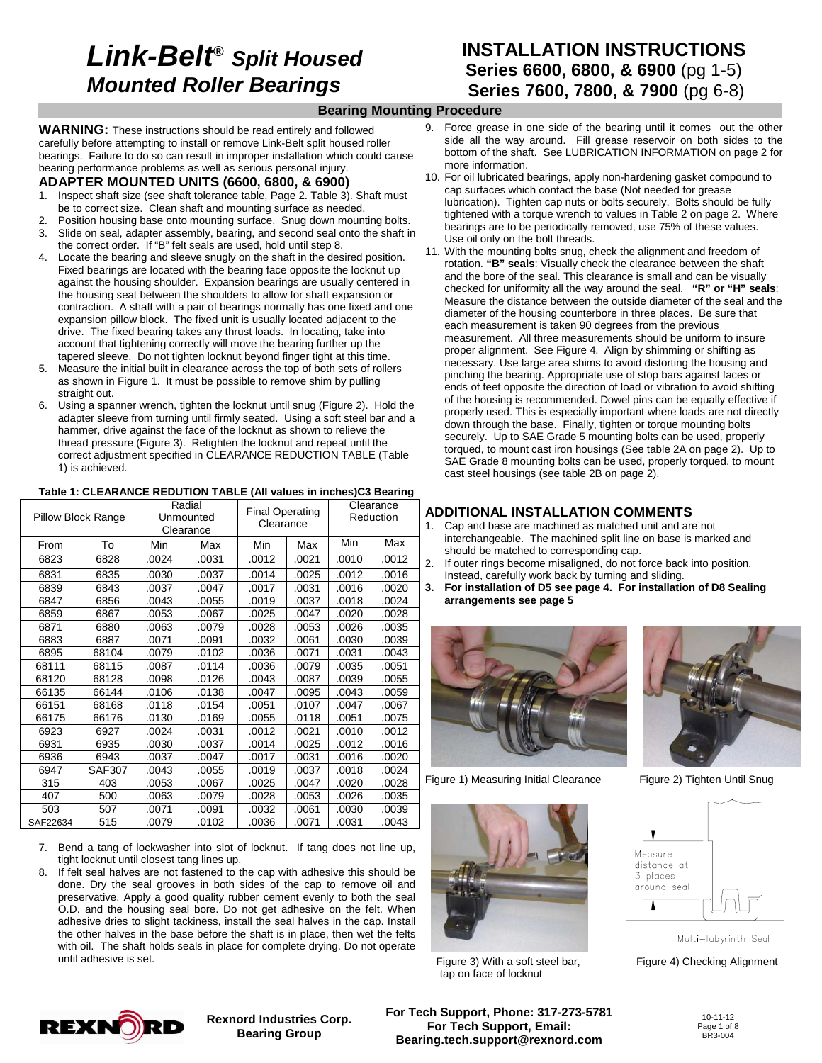# *Link-Belt® Split Housed Mounted Roller Bearings*

# INSTALLATION INSTRUCTIONS
**Series 6600, 6800, & 6900** (pg 1-5)
**Series 7600, 7800, & 7900** (pg 6-8)

## Bearing Mounting Procedure

**WARNING:** These instructions should be read entirely and followed carefully before attempting to install or remove Link-Belt split housed roller bearings. Failure to do so can result in improper installation which could cause bearing performance problems as well as serious personal injury.

### ADAPTER MOUNTED UNITS (6600, 6800, & 6900)

1. Inspect shaft size (see shaft tolerance table, Page 2. Table 3). Shaft must be to correct size. Clean shaft and mounting surface as needed.
2. Position housing base onto mounting surface. Snug down mounting bolts.
3. Slide on seal, adapter assembly, bearing, and second seal onto the shaft in the correct order. If "B" felt seals are used, hold until step 8.
4. Locate the bearing and sleeve snugly on the shaft in the desired position. Fixed bearings are located with the bearing face opposite the locknut up against the housing shoulder. Expansion bearings are visually centered in the housing seat between the shoulders to allow for shaft expansion or contraction. A shaft with a pair of bearings normally has one fixed and one expansion pillow block. The fixed unit is usually located adjacent to the drive. The fixed bearing takes any thrust loads. In locating, take into account that tightening correctly will move the bearing further up the tapered sleeve. Do not tighten locknut beyond finger tight at this time.
5. Measure the initial built in clearance across the top of both sets of rollers as shown in Figure 1. It must be possible to remove shim by pulling straight out.
6. Using a spanner wrench, tighten the locknut until snug (Figure 2). Hold the adapter sleeve from turning until firmly seated. Using a soft steel bar and a hammer, drive against the face of the locknut as shown to relieve the thread pressure (Figure 3). Retighten the locknut and repeat until the correct adjustment specified in CLEARANCE REDUCTION TABLE (Table 1) is achieved.

**Table 1: CLEARANCE REDUTION TABLE (All values in inches)C3 Bearing**

| Pillow Block Range | | Radial Unmounted Clearance | | Final Operating Clearance | | Clearance Reduction | |
|---|---|---|---|---|---|---|---|
| From | To | Min | Max | Min | Max | Min | Max |
| 6823 | 6828 | .0024 | .0031 | .0012 | .0021 | .0010 | .0012 |
| 6831 | 6835 | .0030 | .0037 | .0014 | .0025 | .0012 | .0016 |
| 6839 | 6843 | .0037 | .0047 | .0017 | .0031 | .0016 | .0020 |
| 6847 | 6856 | .0043 | .0055 | .0019 | .0037 | .0018 | .0024 |
| 6859 | 6867 | .0053 | .0067 | .0025 | .0047 | .0020 | .0028 |
| 6871 | 6880 | .0063 | .0079 | .0028 | .0053 | .0026 | .0035 |
| 6883 | 6887 | .0071 | .0091 | .0032 | .0061 | .0030 | .0039 |
| 6895 | 68104 | .0079 | .0102 | .0036 | .0071 | .0031 | .0043 |
| 68111 | 68115 | .0087 | .0114 | .0036 | .0079 | .0035 | .0051 |
| 68120 | 68128 | .0098 | .0126 | .0043 | .0087 | .0039 | .0055 |
| 66135 | 66144 | .0106 | .0138 | .0047 | .0095 | .0043 | .0059 |
| 66151 | 68168 | .0118 | .0154 | .0051 | .0107 | .0047 | .0067 |
| 66175 | 66176 | .0130 | .0169 | .0055 | .0118 | .0051 | .0075 |
| 6923 | 6927 | .0024 | .0031 | .0012 | .0021 | .0010 | .0012 |
| 6931 | 6935 | .0030 | .0037 | .0014 | .0025 | .0012 | .0016 |
| 6936 | 6943 | .0037 | .0047 | .0017 | .0031 | .0016 | .0020 |
| 6947 | SAF307 | .0043 | .0055 | .0019 | .0037 | .0018 | .0024 |
| 315 | 403 | .0053 | .0067 | .0025 | .0047 | .0020 | .0028 |
| 407 | 500 | .0063 | .0079 | .0028 | .0053 | .0026 | .0035 |
| 503 | 507 | .0071 | .0091 | .0032 | .0061 | .0030 | .0039 |
| SAF22634 | 515 | .0079 | .0102 | .0036 | .0071 | .0031 | .0043 |

7. Bend a tang of lockwasher into slot of locknut. If tang does not line up, tight locknut until closest tang lines up.
8. If felt seal halves are not fastened to the cap with adhesive this should be done. Dry the seal grooves in both sides of the cap to remove oil and preservative. Apply a good quality rubber cement evenly to both the seal O.D. and the housing seal bore. Do not get adhesive on the felt. When adhesive dries to slight tackiness, install the seal halves in the cap. Install the other halves in the base before the shaft is in place, then wet the felts with oil. The shaft holds seals in place for complete drying. Do not operate until adhesive is set.
9. Force grease in one side of the bearing until it comes out the other side all the way around. Fill grease reservoir on both sides to the bottom of the shaft. See LUBRICATION INFORMATION on page 2 for more information.
10. For oil lubricated bearings, apply non-hardening gasket compound to cap surfaces which contact the base (Not needed for grease lubrication). Tighten cap nuts or bolts securely. Bolts should be fully tightened with a torque wrench to values in Table 2 on page 2. Where bearings are to be periodically removed, use 75% of these values. Use oil only on the bolt threads.
11. With the mounting bolts snug, check the alignment and freedom of rotation. **"B" seals**: Visually check the clearance between the shaft and the bore of the seal. This clearance is small and can be visually checked for uniformity all the way around the seal. **"R" or "H" seals**: Measure the distance between the outside diameter of the seal and the diameter of the housing counterbore in three places. Be sure that each measurement is taken 90 degrees from the previous measurement. All three measurements should be uniform to insure proper alignment. See Figure 4. Align by shimming or shifting as necessary. Use large area shims to avoid distorting the housing and pinching the bearing. Appropriate use of stop bars against faces or ends of feet opposite the direction of load or vibration to avoid shifting of the housing is recommended. Dowel pins can be equally effective if properly used. This is especially important where loads are not directly down through the base. Finally, tighten or torque mounting bolts securely. Up to SAE Grade 5 mounting bolts can be used, properly torqued, to mount cast iron housings (See table 2A on page 2). Up to SAE Grade 8 mounting bolts can be used, properly torqued, to mount cast steel housings (see table 2B on page 2).

### ADDITIONAL INSTALLATION COMMENTS

1. Cap and base are machined as matched unit and are not interchangeable. The machined split line on base is marked and should be matched to corresponding cap.
2. If outer rings become misaligned, do not force back into position. Instead, carefully work back by turning and sliding.
3. **For installation of D5 see page 4. For installation of D8 Sealing arrangements see page 5**

Figure 1) Measuring Initial Clearance

Figure 2) Tighten Until Snug

Figure 3) With a soft steel bar, tap on face of locknut

Measure distance at 3 places around seal

Multi-labyrinth Seal

Figure 4) Checking Alignment

**Rexnord Industries Corp. Bearing Group**

**For Tech Support, Phone: 317-273-5781**
**For Tech Support, Email: Bearing.tech.support@rexnord.com**

10-11-12
BR3-004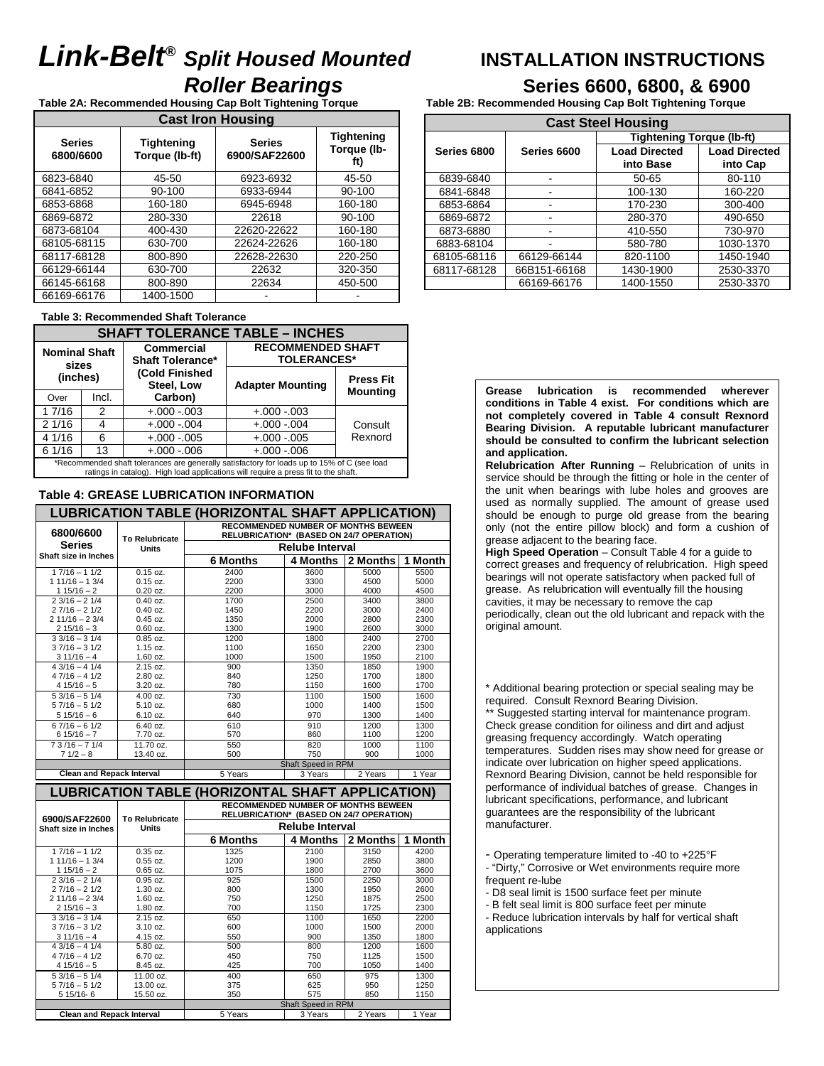# *Link-Belt® Split Housed Mounted Roller Bearings*

# INSTALLATION INSTRUCTIONS
## Series 6600, 6800, & 6900

**Table 2A: Recommended Housing Cap Bolt Tightening Torque**

| Cast Iron Housing | | | |
|---|---|---|---|
| **Series 6800/6600** | **Tightening Torque (lb-ft)** | **Series 6900/SAF22600** | **Tightening Torque (lb-ft)** |
| 6823-6840 | 45-50 | 6923-6932 | 45-50 |
| 6841-6852 | 90-100 | 6933-6944 | 90-100 |
| 6853-6868 | 160-180 | 6945-6948 | 160-180 |
| 6869-6872 | 280-330 | 22618 | 90-100 |
| 6873-68104 | 400-430 | 22620-22622 | 160-180 |
| 68105-68115 | 630-700 | 22624-22626 | 160-180 |
| 68117-68128 | 800-890 | 22628-22630 | 220-250 |
| 66129-66144 | 630-700 | 22632 | 320-350 |
| 66145-66168 | 800-890 | 22634 | 450-500 |
| 66169-66176 | 1400-1500 | - | - |

**Table 2B: Recommended Housing Cap Bolt Tightening Torque**

| Cast Steel Housing | | | |
|---|---|---|---|
| **Series 6800** | **Series 6600** | **Tightening Torque (lb-ft)** | |
| | | **Load Directed into Base** | **Load Directed into Cap** |
| 6839-6840 | - | 50-65 | 80-110 |
| 6841-6848 | - | 100-130 | 160-220 |
| 6853-6864 | - | 170-230 | 300-400 |
| 6869-6872 | - | 280-370 | 490-650 |
| 6873-6880 | - | 410-550 | 730-970 |
| 6883-68104 | - | 580-780 | 1030-1370 |
| 68105-68116 | 66129-66144 | 820-1100 | 1450-1940 |
| 68117-68128 | 66B151-66168 | 1430-1900 | 2530-3370 |
| | 66169-66176 | 1400-1550 | 2530-3370 |

**Table 3: Recommended Shaft Tolerance**

| SHAFT TOLERANCE TABLE – INCHES | | | | |
|---|---|---|---|---|
| **Nominal Shaft sizes (inches)** | | **Commercial Shaft Tolerance* (Cold Finished Steel, Low Carbon)** | **RECOMMENDED SHAFT TOLERANCES*** | |
| Over | Incl. | | **Adapter Mounting** | **Press Fit Mounting** |
| 1 7/16 | 2 | +.000 -.003 | +.000 -.003 | Consult Rexnord |
| 2 1/16 | 4 | +.000 -.004 | +.000 -.004 | |
| 4 1/16 | 6 | +.000 -.005 | +.000 -.005 | |
| 6 1/16 | 13 | +.000 -.006 | +.000 -.006 | |

*Recommended shaft tolerances are generally satisfactory for loads up to 15% of C (see load ratings in catalog). High load applications will require a press fit to the shaft.

**Table 4: GREASE LUBRICATION INFORMATION**

| LUBRICATION TABLE (HORIZONTAL SHAFT APPLICATION) | | | | | |
|---|---|---|---|---|---|
| **6800/6600 Series** Shaft size in Inches | **To Relubricate Units** | **RECOMMENDED NUMBER OF MONTHS BEWEEN RELUBRICATION* (BASED ON 24/7 OPERATION)** | | | |
| | | **Relube Interval** | | | |
| | | **6 Months** | **4 Months** | **2 Months** | **1 Month** |
| 1 7/16 – 1 1/2 | 0.15 oz. | 2400 | 3600 | 5000 | 5500 |
| 1 11/16 – 1 3/4 | 0.15 oz. | 2200 | 3300 | 4500 | 5000 |
| 1 15/16 – 2 | 0.20 oz. | 2200 | 3000 | 4000 | 4500 |
| 2 3/16 – 2 1/4 | 0.40 oz. | 1700 | 2500 | 3400 | 3800 |
| 2 7/16 – 2 1/2 | 0.40 oz. | 1450 | 2200 | 3000 | 2400 |
| 2 11/16 – 2 3/4 | 0.45 oz. | 1350 | 2000 | 2800 | 2300 |
| 2 15/16 – 3 | 0.60 oz. | 1300 | 1900 | 2600 | 3000 |
| 3 3/16 – 3 1/4 | 0.85 oz. | 1200 | 1800 | 2400 | 2700 |
| 3 7/16 – 3 1/2 | 1.15 oz. | 1100 | 1650 | 2200 | 2300 |
| 3 11/16 – 4 | 1.60 oz. | 1000 | 1500 | 1950 | 2100 |
| 4 3/16 – 4 1/4 | 2.15 oz. | 900 | 1350 | 1850 | 1900 |
| 4 7/16 – 4 1/2 | 2.80 oz. | 840 | 1250 | 1700 | 1800 |
| 4 15/16 – 5 | 3.20 oz. | 780 | 1150 | 1600 | 1700 |
| 5 3/16 – 5 1/4 | 4.00 oz. | 730 | 1100 | 1500 | 1600 |
| 5 7/16 – 5 1/2 | 5.10 oz. | 680 | 1000 | 1400 | 1500 |
| 5 15/16 – 6 | 6.10 oz. | 640 | 970 | 1300 | 1400 |
| 6 7/16 – 6 1/2 | 6.40 oz. | 610 | 910 | 1200 | 1300 |
| 6 15/16 – 7 | 7.70 oz. | 570 | 860 | 1100 | 1200 |
| 7 3 /16 – 7 1/4 | 11.70 oz. | 550 | 820 | 1000 | 1100 |
| 7 1/2 – 8 | 13.40 oz. | 500 | 750 | 900 | 1000 |
| | | Shaft Speed in RPM | | | |
| **Clean and Repack Interval** | | 5 Years | 3 Years | 2 Years | 1 Year |

| LUBRICATION TABLE (HORIZONTAL SHAFT APPLICATION) | | | | | |
|---|---|---|---|---|---|
| **6900/SAF22600** Shaft size in Inches | **To Relubricate Units** | **RECOMMENDED NUMBER OF MONTHS BEWEEN RELUBRICATION* (BASED ON 24/7 OPERATION)** | | | |
| | | **Relube Interval** | | | |
| | | **6 Months** | **4 Months** | **2 Months** | **1 Month** |
| 1 7/16 – 1 1/2 | 0.35 oz. | 1325 | 2100 | 3150 | 4200 |
| 1 11/16 – 1 3/4 | 0.55 oz. | 1200 | 1900 | 2850 | 3800 |
| 1 15/16 – 2 | 0.65 oz. | 1075 | 1800 | 2700 | 3600 |
| 2 3/16 – 2 1/4 | 0.95 oz. | 925 | 1500 | 2250 | 3000 |
| 2 7/16 – 2 1/2 | 1.30 oz. | 800 | 1300 | 1950 | 2600 |
| 2 11/16 – 2 3/4 | 1.60 oz. | 750 | 1250 | 1875 | 2500 |
| 2 15/16 – 3 | 1.80 oz. | 700 | 1150 | 1725 | 2300 |
| 3 3/16 – 3 1/4 | 2.15 oz. | 650 | 1100 | 1650 | 2200 |
| 3 7/16 – 3 1/2 | 3.10 oz. | 600 | 1000 | 1500 | 2000 |
| 3 11/16 – 4 | 4.15 oz. | 550 | 900 | 1350 | 1800 |
| 4 3/16 – 4 1/4 | 5.80 oz. | 500 | 800 | 1200 | 1600 |
| 4 7/16 – 4 1/2 | 6.70 oz. | 450 | 750 | 1125 | 1500 |
| 4 15/16 – 5 | 8.45 oz. | 425 | 700 | 1050 | 1400 |
| 5 3/16 – 5 1/4 | 11.00 oz. | 400 | 650 | 975 | 1300 |
| 5 7/16 – 5 1/2 | 13.00 oz. | 375 | 625 | 950 | 1250 |
| 5 15/16- 6 | 15.50 oz. | 350 | 575 | 850 | 1150 |
| | | Shaft Speed in RPM | | | |
| **Clean and Repack Interval** | | 5 Years | 3 Years | 2 Years | 1 Year |

**Grease lubrication is recommended wherever conditions in Table 4 exist. For conditions which are not completely covered in Table 4 consult Rexnord Bearing Division. A reputable lubricant manufacturer should be consulted to confirm the lubricant selection and application.**

**Relubrication After Running** – Relubrication of units in service should be through the fitting or hole in the center of the unit when bearings with lube holes and grooves are used as normally supplied. The amount of grease used should be enough to purge old grease from the bearing only (not the entire pillow block) and form a cushion of grease adjacent to the bearing face.

**High Speed Operation** – Consult Table 4 for a guide to correct greases and frequency of relubrication. High speed bearings will not operate satisfactory when packed full of grease. As relubrication will eventually fill the housing cavities, it may be necessary to remove the cap periodically, clean out the old lubricant and repack with the original amount.

\* Additional bearing protection or special sealing may be required. Consult Rexnord Bearing Division.

** Suggested starting interval for maintenance program. Check grease condition for oiliness and dirt and adjust greasing frequency accordingly. Watch operating temperatures. Sudden rises may show need for grease or indicate over lubrication on higher speed applications. Rexnord Bearing Division, cannot be held responsible for performance of individual batches of grease. Changes in lubricant specifications, performance, and lubricant guarantees are the responsibility of the lubricant manufacturer.

- Operating temperature limited to -40 to +225°F
- "Dirty," Corrosive or Wet environments require more frequent re-lube
- D8 seal limit is 1500 surface feet per minute
- B felt seal limit is 800 surface feet per minute
- Reduce lubrication intervals by half for vertical shaft applications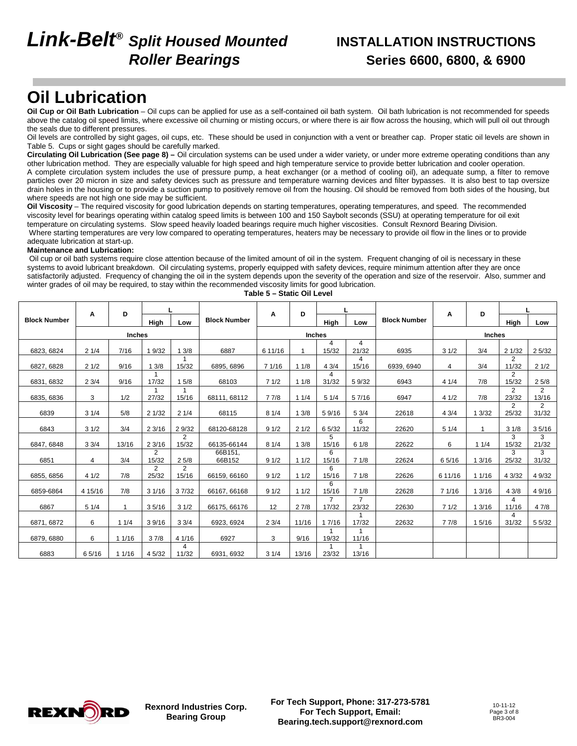# Link-Belt® Split Housed Mounted Roller Bearings

## INSTALLATION INSTRUCTIONS Series 6600, 6800, & 6900

# Oil Lubrication

**Oil Cup or Oil Bath Lubrication** – Oil cups can be applied for use as a self-contained oil bath system. Oil bath lubrication is not recommended for speeds above the catalog oil speed limits, where excessive oil churning or misting occurs, or where there is air flow across the housing, which will pull oil out through the seals due to different pressures.

Oil levels are controlled by sight gages, oil cups, etc. These should be used in conjunction with a vent or breather cap. Proper static oil levels are shown in Table 5. Cups or sight gages should be carefully marked.

**Circulating Oil Lubrication (See page 8) –** Oil circulation systems can be used under a wider variety, or under more extreme operating conditions than any other lubrication method. They are especially valuable for high speed and high temperature service to provide better lubrication and cooler operation.

A complete circulation system includes the use of pressure pump, a heat exchanger (or a method of cooling oil), an adequate sump, a filter to remove particles over 20 micron in size and safety devices such as pressure and temperature warning devices and filter bypasses. It is also best to tap oversize drain holes in the housing or to provide a suction pump to positively remove oil from the housing. Oil should be removed from both sides of the housing, but where speeds are not high one side may be sufficient.

**Oil Viscosity** – The required viscosity for good lubrication depends on starting temperatures, operating temperatures, and speed. The recommended viscosity level for bearings operating within catalog speed limits is between 100 and 150 Saybolt seconds (SSU) at operating temperature for oil exit temperature on circulating systems. Slow speed heavily loaded bearings require much higher viscosities. Consult Rexnord Bearing Division.

Where starting temperatures are very low compared to operating temperatures, heaters may be necessary to provide oil flow in the lines or to provide adequate lubrication at start-up.

**Maintenance and Lubrication:**

Oil cup or oil bath systems require close attention because of the limited amount of oil in the system. Frequent changing of oil is necessary in these systems to avoid lubricant breakdown. Oil circulating systems, properly equipped with safety devices, require minimum attention after they are once satisfactorily adjusted. Frequency of changing the oil in the system depends upon the severity of the operation and size of the reservoir. Also, summer and winter grades of oil may be required, to stay within the recommended viscosity limits for good lubrication.

**Table 5 – Static Oil Level**

| Block Number | A | D | L | | Block Number | A | D | L | | Block Number | A | D | L | |
|---|---|---|---|---|---|---|---|---|---|---|---|---|---|---|
| | | | High | Low | | | | High | Low | | | | High | Low |
| | Inches | | | | | Inches | | | | | Inches | | | |
| 6823, 6824 | 2 1/4 | 7/16 | 1 9/32 | 1 3/8 | 6887 | 6 11/16 | 1 | 4 15/32 | 4 21/32 | 6935 | 3 1/2 | 3/4 | 2 1/32 | 2 5/32 |
| 6827, 6828 | 2 1/2 | 9/16 | 1 3/8 | 1 15/32 | 6895, 6896 | 7 1/16 | 1 1/8 | 4 3/4 | 4 15/16 | 6939, 6940 | 4 | 3/4 | 2 11/32 | 2 1/2 |
| 6831, 6832 | 2 3/4 | 9/16 | 1 17/32 | 1 5/8 | 68103 | 7 1/2 | 1 1/8 | 4 31/32 | 5 9/32 | 6943 | 4 1/4 | 7/8 | 2 15/32 | 2 5/8 |
| 6835, 6836 | 3 | 1/2 | 1 27/32 | 1 15/16 | 68111, 68112 | 7 7/8 | 1 1/4 | 5 1/4 | 5 7/16 | 6947 | 4 1/2 | 7/8 | 2 23/32 | 2 13/16 |
| 6839 | 3 1/4 | 5/8 | 2 1/32 | 2 1/4 | 68115 | 8 1/4 | 1 3/8 | 5 9/16 | 5 3/4 | 22618 | 4 3/4 | 1 3/32 | 2 25/32 | 2 31/32 |
| 6843 | 3 1/2 | 3/4 | 2 3/16 | 2 9/32 | 68120-68128 | 9 1/2 | 2 1/2 | 6 5/32 | 6 11/32 | 22620 | 5 1/4 | 1 | 3 1/8 | 3 5/16 |
| 6847, 6848 | 3 3/4 | 13/16 | 2 3/16 | 2 15/32 | 66135-66144 | 8 1/4 | 1 3/8 | 5 15/16 | 6 1/8 | 22622 | 6 | 1 1/4 | 3 15/32 | 3 21/32 |
| 6851 | 4 | 3/4 | 2 15/32 | 2 5/8 | 66B151, 66B152 | 9 1/2 | 1 1/2 | 6 15/16 | 7 1/8 | 22624 | 6 5/16 | 1 3/16 | 3 25/32 | 3 31/32 |
| 6855, 6856 | 4 1/2 | 7/8 | 2 25/32 | 2 15/16 | 66159, 66160 | 9 1/2 | 1 1/2 | 6 15/16 | 7 1/8 | 22626 | 6 11/16 | 1 1/16 | 4 3/32 | 4 9/32 |
| 6859-6864 | 4 15/16 | 7/8 | 3 1/16 | 3 7/32 | 66167, 66168 | 9 1/2 | 1 1/2 | 6 15/16 | 7 1/8 | 22628 | 7 1/16 | 1 3/16 | 4 3/8 | 4 9/16 |
| 6867 | 5 1/4 | 1 | 3 5/16 | 3 1/2 | 66175, 66176 | 12 | 2 7/8 | 7 17/32 | 7 23/32 | 22630 | 7 1/2 | 1 3/16 | 4 11/16 | 4 7/8 |
| 6871, 6872 | 6 | 1 1/4 | 3 9/16 | 3 3/4 | 6923, 6924 | 2 3/4 | 11/16 | 1 7/16 | 1 17/32 | 22632 | 7 7/8 | 1 5/16 | 4 31/32 | 5 5/32 |
| 6879, 6880 | 6 | 1 1/16 | 3 7/8 | 4 1/16 | 6927 | 3 | 9/16 | 1 19/32 | 1 11/16 | | | | | |
| 6883 | 6 5/16 | 1 1/16 | 4 5/32 | 4 11/32 | 6931, 6932 | 3 1/4 | 13/16 | 1 23/32 | 1 13/16 | | | | | |

Rexnord Industries Corp.
Bearing Group

For Tech Support, Phone: 317-273-5781
For Tech Support, Email:
Bearing.tech.support@rexnord.com

10-11-12
BR3-004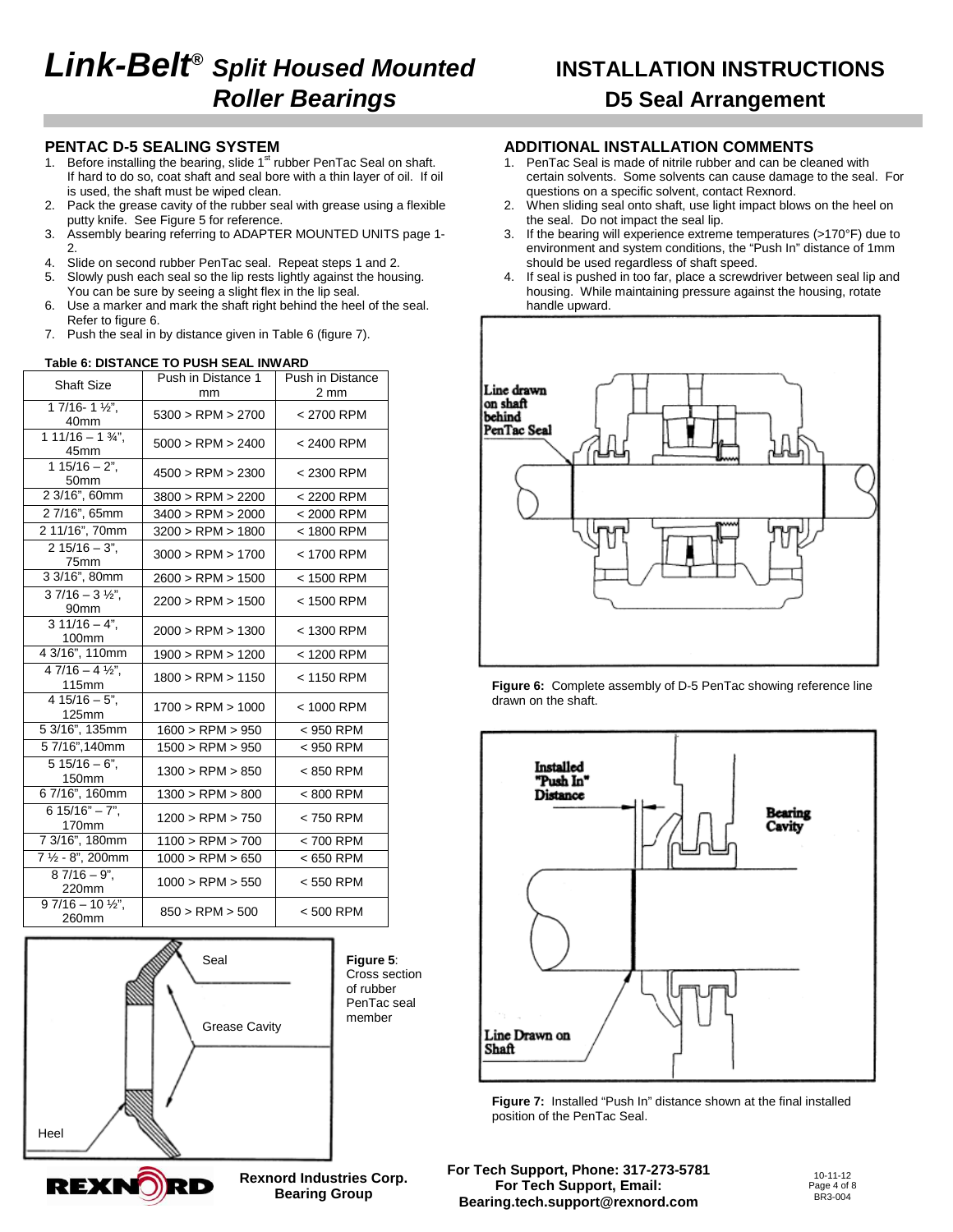# *Link-Belt® Split Housed Mounted Roller Bearings*

# INSTALLATION INSTRUCTIONS

## D5 Seal Arrangement

### PENTAC D-5 SEALING SYSTEM

1. Before installing the bearing, slide 1st rubber PenTac Seal on shaft. If hard to do so, coat shaft and seal bore with a thin layer of oil. If oil is used, the shaft must be wiped clean.
2. Pack the grease cavity of the rubber seal with grease using a flexible putty knife. See Figure 5 for reference.
3. Assembly bearing referring to ADAPTER MOUNTED UNITS page 1-2.
4. Slide on second rubber PenTac seal. Repeat steps 1 and 2.
5. Slowly push each seal so the lip rests lightly against the housing. You can be sure by seeing a slight flex in the lip seal.
6. Use a marker and mark the shaft right behind the heel of the seal. Refer to figure 6.
7. Push the seal in by distance given in Table 6 (figure 7).

**Table 6: DISTANCE TO PUSH SEAL INWARD**

| Shaft Size | Push in Distance 1 mm | Push in Distance 2 mm |
|---|---|---|
| 1 7/16- 1 ½", 40mm | 5300 > RPM > 2700 | < 2700 RPM |
| 1 11/16 – 1 ¾", 45mm | 5000 > RPM > 2400 | < 2400 RPM |
| 1 15/16 – 2", 50mm | 4500 > RPM > 2300 | < 2300 RPM |
| 2 3/16", 60mm | 3800 > RPM > 2200 | < 2200 RPM |
| 2 7/16", 65mm | 3400 > RPM > 2000 | < 2000 RPM |
| 2 11/16", 70mm | 3200 > RPM > 1800 | < 1800 RPM |
| 2 15/16 – 3", 75mm | 3000 > RPM > 1700 | < 1700 RPM |
| 3 3/16", 80mm | 2600 > RPM > 1500 | < 1500 RPM |
| 3 7/16 – 3 ½", 90mm | 2200 > RPM > 1500 | < 1500 RPM |
| 3 11/16 – 4", 100mm | 2000 > RPM > 1300 | < 1300 RPM |
| 4 3/16", 110mm | 1900 > RPM > 1200 | < 1200 RPM |
| 4 7/16 – 4 ½", 115mm | 1800 > RPM > 1150 | < 1150 RPM |
| 4 15/16 – 5", 125mm | 1700 > RPM > 1000 | < 1000 RPM |
| 5 3/16", 135mm | 1600 > RPM > 950 | < 950 RPM |
| 5 7/16",140mm | 1500 > RPM > 950 | < 950 RPM |
| 5 15/16 – 6", 150mm | 1300 > RPM > 850 | < 850 RPM |
| 6 7/16", 160mm | 1300 > RPM > 800 | < 800 RPM |
| 6 15/16" – 7", 170mm | 1200 > RPM > 750 | < 750 RPM |
| 7 3/16", 180mm | 1100 > RPM > 700 | < 700 RPM |
| 7 ½ - 8", 200mm | 1000 > RPM > 650 | < 650 RPM |
| 8 7/16 – 9", 220mm | 1000 > RPM > 550 | < 550 RPM |
| 9 7/16 – 10 ½", 260mm | 850 > RPM > 500 | < 500 RPM |

Seal

Grease Cavity

Heel

**Figure 5**: Cross section of rubber PenTac seal member

### ADDITIONAL INSTALLATION COMMENTS

1. PenTac Seal is made of nitrile rubber and can be cleaned with certain solvents. Some solvents can cause damage to the seal. For questions on a specific solvent, contact Rexnord.
2. When sliding seal onto shaft, use light impact blows on the heel on the seal. Do not impact the seal lip.
3. If the bearing will experience extreme temperatures (>170°F) due to environment and system conditions, the "Push In" distance of 1mm should be used regardless of shaft speed.
4. If seal is pushed in too far, place a screwdriver between seal lip and housing. While maintaining pressure against the housing, rotate handle upward.

Line drawn on shaft behind PenTac Seal

**Figure 6:** Complete assembly of D-5 PenTac showing reference line drawn on the shaft.

Installed "Push In" Distance

Bearing Cavity

Line Drawn on Shaft

**Figure 7:** Installed "Push In" distance shown at the final installed position of the PenTac Seal.

**Rexnord Industries Corp. Bearing Group**

**For Tech Support, Phone: 317-273-5781**
**For Tech Support, Email: Bearing.tech.support@rexnord.com**

10-11-12
BR3-004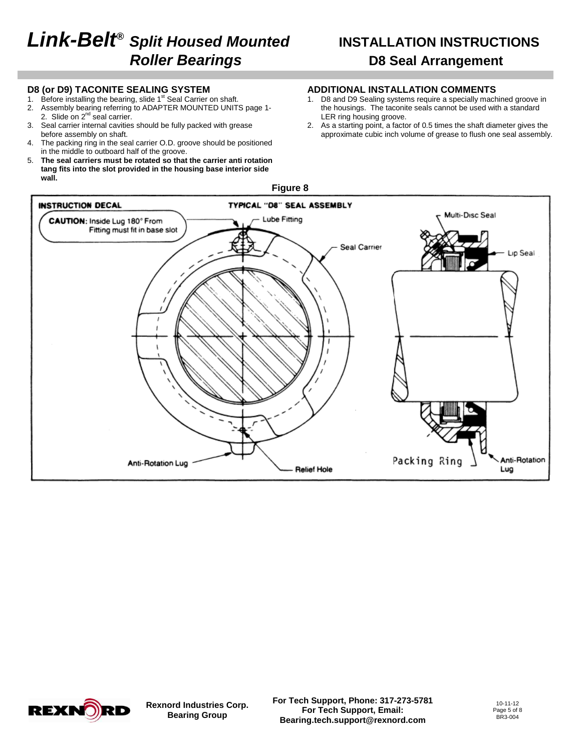# Link-Belt® Split Housed Mounted Roller Bearings

## INSTALLATION INSTRUCTIONS

## D8 Seal Arrangement

### D8 (or D9) TACONITE SEALING SYSTEM

1. Before installing the bearing, slide 1st Seal Carrier on shaft.
2. Assembly bearing referring to ADAPTER MOUNTED UNITS page 1-2. Slide on 2nd seal carrier.
3. Seal carrier internal cavities should be fully packed with grease before assembly on shaft.
4. The packing ring in the seal carrier O.D. groove should be positioned in the middle to outboard half of the groove.
5. **The seal carriers must be rotated so that the carrier anti rotation tang fits into the slot provided in the housing base interior side wall.**

### ADDITIONAL INSTALLATION COMMENTS

1. D8 and D9 Sealing systems require a specially machined groove in the housings. The taconite seals cannot be used with a standard LER ring housing groove.
2. As a starting point, a factor of 0.5 times the shaft diameter gives the approximate cubic inch volume of grease to flush one seal assembly.

**Figure 8**

INSTRUCTION DECAL — CAUTION: Inside Lug 180° From Fitting must fit in base slot

TYPICAL "D8" SEAL ASSEMBLY

Lube Fitting, Seal Carrier, Anti-Rotation Lug, Relief Hole, Multi-Disc Seal, Lip Seal, Packing Ring, Anti-Rotation Lug

Rexnord Industries Corp.
Bearing Group

For Tech Support, Phone: 317-273-5781
For Tech Support, Email: Bearing.tech.support@rexnord.com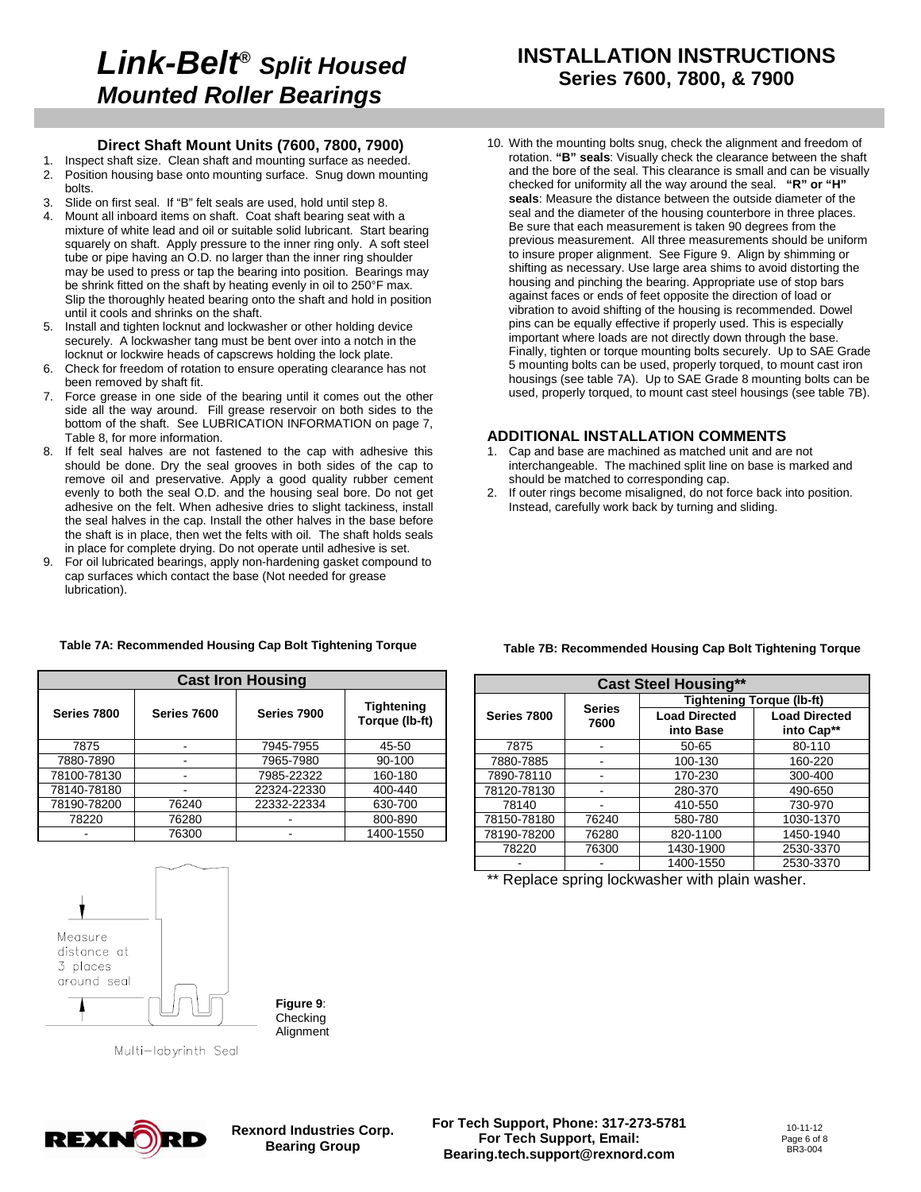# *Link-Belt® Split Housed Mounted Roller Bearings*

## INSTALLATION INSTRUCTIONS
### Series 7600, 7800, & 7900

### Direct Shaft Mount Units (7600, 7800, 7900)

1. Inspect shaft size. Clean shaft and mounting surface as needed.
2. Position housing base onto mounting surface. Snug down mounting bolts.
3. Slide on first seal. If "B" felt seals are used, hold until step 8.
4. Mount all inboard items on shaft. Coat shaft bearing seat with a mixture of white lead and oil or suitable solid lubricant. Start bearing squarely on shaft. Apply pressure to the inner ring only. A soft steel tube or pipe having an O.D. no larger than the inner ring shoulder may be used to press or tap the bearing into position. Bearings may be shrink fitted on the shaft by heating evenly in oil to 250°F max. Slip the thoroughly heated bearing onto the shaft and hold in position until it cools and shrinks on the shaft.
5. Install and tighten locknut and lockwasher or other holding device securely. A lockwasher tang must be bent over into a notch in the locknut or lockwire heads of capscrews holding the lock plate.
6. Check for freedom of rotation to ensure operating clearance has not been removed by shaft fit.
7. Force grease in one side of the bearing until it comes out the other side all the way around. Fill grease reservoir on both sides to the bottom of the shaft. See LUBRICATION INFORMATION on page 7, Table 8, for more information.
8. If felt seal halves are not fastened to the cap with adhesive this should be done. Dry the seal grooves in both sides of the cap to remove oil and preservative. Apply a good quality rubber cement evenly to both the seal O.D. and the housing seal bore. Do not get adhesive on the felt. When adhesive dries to slight tackiness, install the seal halves in the cap. Install the other halves in the base before the shaft is in place, then wet the felts with oil. The shaft holds seals in place for complete drying. Do not operate until adhesive is set.
9. For oil lubricated bearings, apply non-hardening gasket compound to cap surfaces which contact the base (Not needed for grease lubrication).
10. With the mounting bolts snug, check the alignment and freedom of rotation. **"B" seals**: Visually check the clearance between the shaft and the bore of the seal. This clearance is small and can be visually checked for uniformity all the way around the seal. **"R" or "H" seals**: Measure the distance between the outside diameter of the seal and the diameter of the housing counterbore in three places. Be sure that each measurement is taken 90 degrees from the previous measurement. All three measurements should be uniform to insure proper alignment. See Figure 9. Align by shimming or shifting as necessary. Use large area shims to avoid distorting the housing and pinching the bearing. Appropriate use of stop bars against faces or ends of feet opposite the direction of load or vibration to avoid shifting of the housing is recommended. Dowel pins can be equally effective if properly used. This is especially important where loads are not directly down through the base. Finally, tighten or torque mounting bolts securely. Up to SAE Grade 5 mounting bolts can be used, properly torqued, to mount cast iron housings (see table 7A). Up to SAE Grade 8 mounting bolts can be used, properly torqued, to mount cast steel housings (see table 7B).

### ADDITIONAL INSTALLATION COMMENTS

1. Cap and base are machined as matched unit and are not interchangeable. The machined split line on base is marked and should be matched to corresponding cap.
2. If outer rings become misaligned, do not force back into position. Instead, carefully work back by turning and sliding.

**Table 7A: Recommended Housing Cap Bolt Tightening Torque**

| Cast Iron Housing | | | |
|---|---|---|---|
| **Series 7800** | **Series 7600** | **Series 7900** | **Tightening Torque (lb-ft)** |
| 7875 | - | 7945-7955 | 45-50 |
| 7880-7890 | - | 7965-7980 | 90-100 |
| 78100-78130 | - | 7985-22322 | 160-180 |
| 78140-78180 | - | 22324-22330 | 400-440 |
| 78190-78200 | 76240 | 22332-22334 | 630-700 |
| 78220 | 76280 | - | 800-890 |
| - | 76300 | - | 1400-1550 |

Measure distance at 3 places around seal

Multi-labyrinth Seal

**Figure 9**: Checking Alignment

**Table 7B: Recommended Housing Cap Bolt Tightening Torque**

| Cast Steel Housing** | | | |
|---|---|---|---|
| **Series 7800** | **Series 7600** | **Tightening Torque (lb-ft)** | |
| | | **Load Directed into Base** | **Load Directed into Cap**** |
| 7875 | - | 50-65 | 80-110 |
| 7880-7885 | - | 100-130 | 160-220 |
| 7890-78110 | - | 170-230 | 300-400 |
| 78120-78130 | - | 280-370 | 490-650 |
| 78140 | - | 410-550 | 730-970 |
| 78150-78180 | 76240 | 580-780 | 1030-1370 |
| 78190-78200 | 76280 | 820-1100 | 1450-1940 |
| 78220 | 76300 | 1430-1900 | 2530-3370 |
| - | - | 1400-1550 | 2530-3370 |

** Replace spring lockwasher with plain washer.

Rexnord Industries Corp.
Bearing Group

For Tech Support, Phone: 317-273-5781
For Tech Support, Email:
Bearing.tech.support@rexnord.com

10-11-12
BR3-004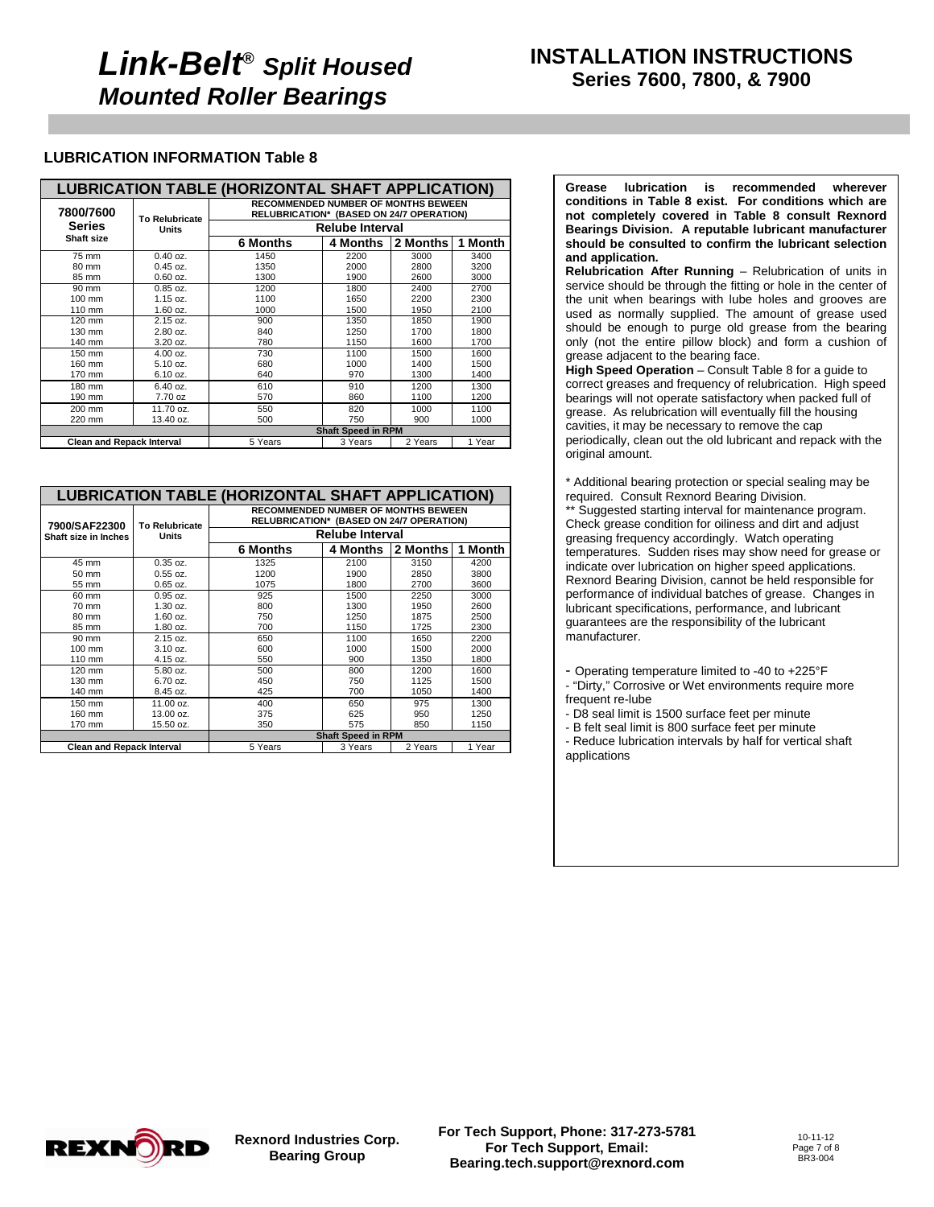# Link-Belt® Split Housed Mounted Roller Bearings

## INSTALLATION INSTRUCTIONS Series 7600, 7800, & 7900

### LUBRICATION INFORMATION Table 8

| LUBRICATION TABLE (HORIZONTAL SHAFT APPLICATION) | | | | | |
|---|---|---|---|---|---|
| 7800/7600 Series Shaft size | To Relubricate Units | RECOMMENDED NUMBER OF MONTHS BEWEEN RELUBRICATION* (BASED ON 24/7 OPERATION) Relube Interval | | | |
| | | 6 Months | 4 Months | 2 Months | 1 Month |
| 75 mm | 0.40 oz. | 1450 | 2200 | 3000 | 3400 |
| 80 mm | 0.45 oz. | 1350 | 2000 | 2800 | 3200 |
| 85 mm | 0.60 oz. | 1300 | 1900 | 2600 | 3000 |
| 90 mm | 0.85 oz. | 1200 | 1800 | 2400 | 2700 |
| 100 mm | 1.15 oz. | 1100 | 1650 | 2200 | 2300 |
| 110 mm | 1.60 oz. | 1000 | 1500 | 1950 | 2100 |
| 120 mm | 2.15 oz. | 900 | 1350 | 1850 | 1900 |
| 130 mm | 2.80 oz. | 840 | 1250 | 1700 | 1800 |
| 140 mm | 3.20 oz. | 780 | 1150 | 1600 | 1700 |
| 150 mm | 4.00 oz. | 730 | 1100 | 1500 | 1600 |
| 160 mm | 5.10 oz. | 680 | 1000 | 1400 | 1500 |
| 170 mm | 6.10 oz. | 640 | 970 | 1300 | 1400 |
| 180 mm | 6.40 oz. | 610 | 910 | 1200 | 1300 |
| 190 mm | 7.70 oz | 570 | 860 | 1100 | 1200 |
| 200 mm | 11.70 oz. | 550 | 820 | 1000 | 1100 |
| 220 mm | 13.40 oz. | 500 | 750 | 900 | 1000 |
| | | Shaft Speed in RPM | | | |
| Clean and Repack Interval | | 5 Years | 3 Years | 2 Years | 1 Year |

| LUBRICATION TABLE (HORIZONTAL SHAFT APPLICATION) | | | | | |
|---|---|---|---|---|---|
| 7900/SAF22300 Shaft size in Inches | To Relubricate Units | RECOMMENDED NUMBER OF MONTHS BEWEEN RELUBRICATION* (BASED ON 24/7 OPERATION) Relube Interval | | | |
| | | 6 Months | 4 Months | 2 Months | 1 Month |
| 45 mm | 0.35 oz. | 1325 | 2100 | 3150 | 4200 |
| 50 mm | 0.55 oz. | 1200 | 1900 | 2850 | 3800 |
| 55 mm | 0.65 oz. | 1075 | 1800 | 2700 | 3600 |
| 60 mm | 0.95 oz. | 925 | 1500 | 2250 | 3000 |
| 70 mm | 1.30 oz. | 800 | 1300 | 1950 | 2600 |
| 80 mm | 1.60 oz. | 750 | 1250 | 1875 | 2500 |
| 85 mm | 1.80 oz. | 700 | 1150 | 1725 | 2300 |
| 90 mm | 2.15 oz. | 650 | 1100 | 1650 | 2200 |
| 100 mm | 3.10 oz. | 600 | 1000 | 1500 | 2000 |
| 110 mm | 4.15 oz. | 550 | 900 | 1350 | 1800 |
| 120 mm | 5.80 oz. | 500 | 800 | 1200 | 1600 |
| 130 mm | 6.70 oz. | 450 | 750 | 1125 | 1500 |
| 140 mm | 8.45 oz. | 425 | 700 | 1050 | 1400 |
| 150 mm | 11.00 oz. | 400 | 650 | 975 | 1300 |
| 160 mm | 13.00 oz. | 375 | 625 | 950 | 1250 |
| 170 mm | 15.50 oz. | 350 | 575 | 850 | 1150 |
| | | Shaft Speed in RPM | | | |
| Clean and Repack Interval | | 5 Years | 3 Years | 2 Years | 1 Year |

**Grease lubrication is recommended wherever conditions in Table 8 exist. For conditions which are not completely covered in Table 8 consult Rexnord Bearings Division. A reputable lubricant manufacturer should be consulted to confirm the lubricant selection and application.**

**Relubrication After Running** – Relubrication of units in service should be through the fitting or hole in the center of the unit when bearings with lube holes and grooves are used as normally supplied. The amount of grease used should be enough to purge old grease from the bearing only (not the entire pillow block) and form a cushion of grease adjacent to the bearing face.

**High Speed Operation** – Consult Table 8 for a guide to correct greases and frequency of relubrication. High speed bearings will not operate satisfactory when packed full of grease. As relubrication will eventually fill the housing cavities, it may be necessary to remove the cap periodically, clean out the old lubricant and repack with the original amount.

* Additional bearing protection or special sealing may be required. Consult Rexnord Bearing Division.

** Suggested starting interval for maintenance program. Check grease condition for oiliness and dirt and adjust greasing frequency accordingly. Watch operating temperatures. Sudden rises may show need for grease or indicate over lubrication on higher speed applications. Rexnord Bearing Division, cannot be held responsible for performance of individual batches of grease. Changes in lubricant specifications, performance, and lubricant guarantees are the responsibility of the lubricant manufacturer.

- Operating temperature limited to -40 to +225°F
- "Dirty," Corrosive or Wet environments require more frequent re-lube
- D8 seal limit is 1500 surface feet per minute
- B felt seal limit is 800 surface feet per minute
- Reduce lubrication intervals by half for vertical shaft applications

Rexnord Industries Corp. Bearing Group

For Tech Support, Phone: 317-273-5781
For Tech Support, Email: Bearing.tech.support@rexnord.com

10-11-12
BR3-004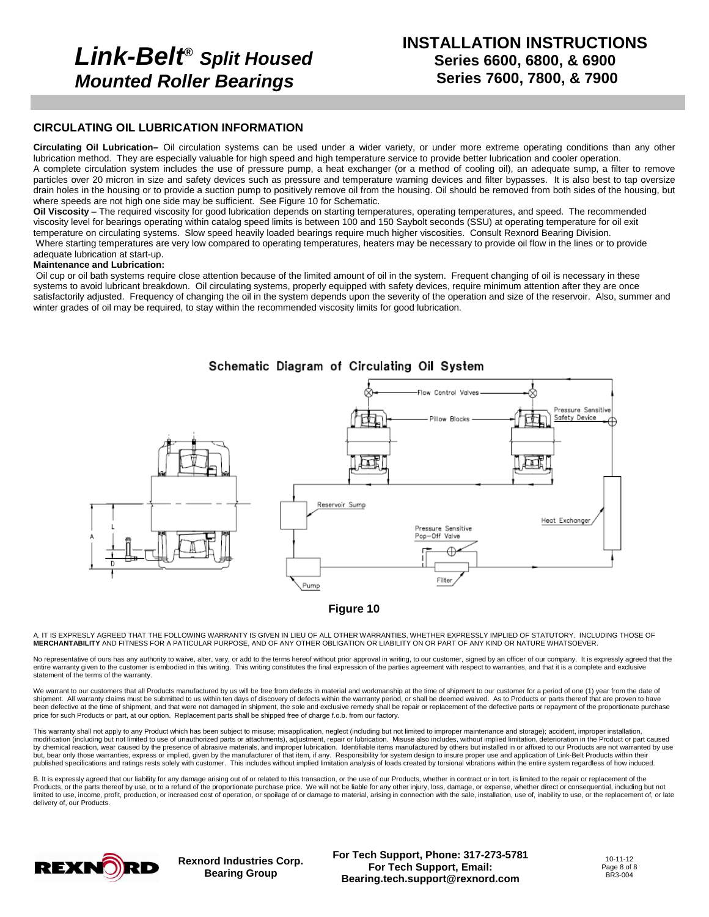# *Link-Belt® Split Housed Mounted Roller Bearings*

## INSTALLATION INSTRUCTIONS
**Series 6600, 6800, & 6900**
**Series 7600, 7800, & 7900**

## CIRCULATING OIL LUBRICATION INFORMATION

**Circulating Oil Lubrication–** Oil circulation systems can be used under a wider variety, or under more extreme operating conditions than any other lubrication method. They are especially valuable for high speed and high temperature service to provide better lubrication and cooler operation.

A complete circulation system includes the use of pressure pump, a heat exchanger (or a method of cooling oil), an adequate sump, a filter to remove particles over 20 micron in size and safety devices such as pressure and temperature warning devices and filter bypasses. It is also best to tap oversize drain holes in the housing or to provide a suction pump to positively remove oil from the housing. Oil should be removed from both sides of the housing, but where speeds are not high one side may be sufficient. See Figure 10 for Schematic.

**Oil Viscosity** – The required viscosity for good lubrication depends on starting temperatures, operating temperatures, and speed. The recommended viscosity level for bearings operating within catalog speed limits is between 100 and 150 Saybolt seconds (SSU) at operating temperature for oil exit temperature on circulating systems. Slow speed heavily loaded bearings require much higher viscosities. Consult Rexnord Bearing Division.

Where starting temperatures are very low compared to operating temperatures, heaters may be necessary to provide oil flow in the lines or to provide adequate lubrication at start-up.

**Maintenance and Lubrication:**

Oil cup or oil bath systems require close attention because of the limited amount of oil in the system. Frequent changing of oil is necessary in these systems to avoid lubricant breakdown. Oil circulating systems, properly equipped with safety devices, require minimum attention after they are once satisfactorily adjusted. Frequency of changing the oil in the system depends upon the severity of the operation and size of the reservoir. Also, summer and winter grades of oil may be required, to stay within the recommended viscosity limits for good lubrication.

Schematic Diagram of Circulating Oil System

Flow Control Valves
Pillow Blocks
Pressure Sensitive Safety Device
Reservoir Sump
Heat Exchanger
Pressure Sensitive Pop-Off Valve
Pump
Filter
L
A
D

**Figure 10**

A. IT IS EXPRESLY AGREED THAT THE FOLLOWING WARRANTY IS GIVEN IN LIEU OF ALL OTHER WARRANTIES, WHETHER EXPRESSLY IMPLIED OF STATUTORY. INCLUDING THOSE OF **MERCHANTABILITY** AND FITNESS FOR A PATICULAR PURPOSE, AND OF ANY OTHER OBLIGATION OR LIABILITY ON OR PART OF ANY KIND OR NATURE WHATSOEVER.

No representative of ours has any authority to waive, alter, vary, or add to the terms hereof without prior approval in writing, to our customer, signed by an officer of our company. It is expressly agreed that the entire warranty given to the customer is embodied in this writing. This writing constitutes the final expression of the parties agreement with respect to warranties, and that it is a complete and exclusive statement of the terms of the warranty.

We warrant to our customers that all Products manufactured by us will be free from defects in material and workmanship at the time of shipment to our customer for a period of one (1) year from the date of shipment. All warranty claims must be submitted to us within ten days of discovery of defects within the warranty period, or shall be deemed waived. As to Products or parts thereof that are proven to have been defective at the time of shipment, and that were not damaged in shipment, the sole and exclusive remedy shall be repair or replacement of the defective parts or repayment of the proportionate purchase price for such Products or part, at our option. Replacement parts shall be shipped free of charge f.o.b. from our factory.

This warranty shall not apply to any Product which has been subject to misuse; misapplication, neglect (including but not limited to improper maintenance and storage); accident, improper installation, modification (including but not limited to use of unauthorized parts or attachments), adjustment, repair or lubrication. Misuse also includes, without implied limitation, deterioration in the Product or part caused by chemical reaction, wear caused by the presence of abrasive materials, and improper lubrication. Identifiable items manufactured by others but installed in or affixed to our Products are not warranted by use but, bear only those warranties, express or implied, given by the manufacturer of that item, if any. Responsibility for system design to insure proper use and application of Link-Belt Products within their published specifications and ratings rests solely with customer. This includes without implied limitation analysis of loads created by torsional vibrations within the entire system regardless of how induced.

B. It is expressly agreed that our liability for any damage arising out of or related to this transaction, or the use of our Products, whether in contract or in tort, is limited to the repair or replacement of the Products, or the parts thereof by use, or to a refund of the proportionate purchase price. We will not be liable for any other injury, loss, damage, or expense, whether direct or consequential, including but not limited to use, income, profit, production, or increased cost of operation, or spoilage of or damage to material, arising in connection with the sale, installation, use of, inability to use, or the replacement of, or late delivery of, our Products.

**Rexnord Industries Corp.**
**Bearing Group**

**For Tech Support, Phone: 317-273-5781**
**For Tech Support, Email:**
**Bearing.tech.support@rexnord.com**

10-11-12
BR3-004